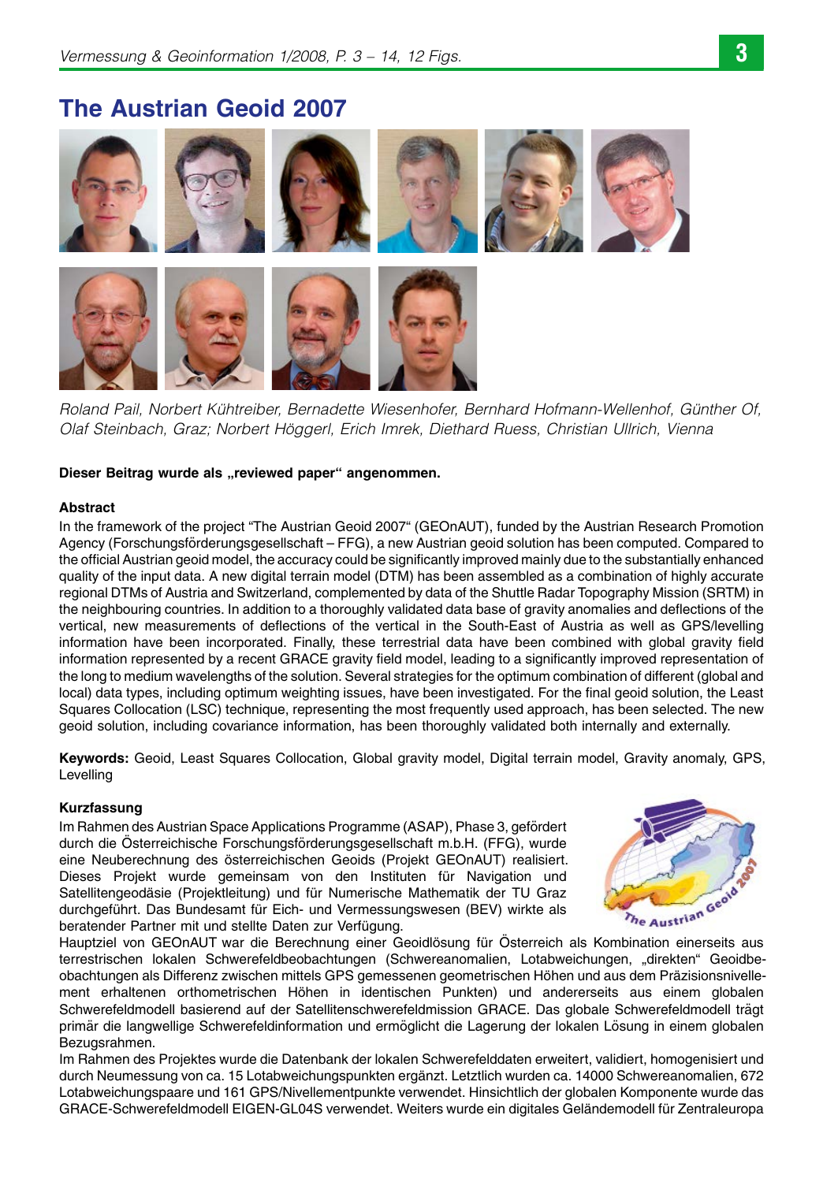# The Austrian Geoid 2007

*Roland Pail, Norbert Kühtreiber, Bernadette Wiesenhofer, Bernhard Hofmann-Wellenhof, Günther Of, Olaf Steinbach, Graz; Norbert Höggerl, Erich Imrek, Diethard Ruess, Christian Ullrich, Vienna*

**Dieser Beitrag wurde als „reviewed paper" angenommen.**

### Abstract

In the framework of the project "The Austrian Geoid 2007" (GEOnAUT), funded by the Austrian Research Promotion Agency (Forschungsförderungsgesellschaft – FFG), a new Austrian geoid solution has been computed. Compared to the official Austrian geoid model, the accuracy could be significantly improved mainly due to the substantially enhanced quality of the input data. A new digital terrain model (DTM) has been assembled as a combination of highly accurate regional DTMs of Austria and Switzerland, complemented by data of the Shuttle Radar Topography Mission (SRTM) in the neighbouring countries. In addition to a thoroughly validated data base of gravity anomalies and deflections of the vertical, new measurements of deflections of the vertical in the South-East of Austria as well as GPS/levelling information have been incorporated. Finally, these terrestrial data have been combined with global gravity field information represented by a recent GRACE gravity field model, leading to a significantly improved representation of the long to medium wavelengths of the solution. Several strategies for the optimum combination of different (global and local) data types, including optimum weighting issues, have been investigated. For the final geoid solution, the Least Squares Collocation (LSC) technique, representing the most frequently used approach, has been selected. The new geoid solution, including covariance information, has been thoroughly validated both internally and externally.

**Keywords:** Geoid, Least Squares Collocation, Global gravity model, Digital terrain model, Gravity anomaly, GPS, Levelling

### Kurzfassung

Im Rahmen des Austrian Space Applications Programme (ASAP), Phase 3, gefördert durch die Österreichische Forschungsförderungsgesellschaft m.b.H. (FFG), wurde eine Neuberechnung des österreichischen Geoids (Projekt GEOnAUT) realisiert. Dieses Projekt wurde gemeinsam von den Instituten für Navigation und Satellitengeodäsie (Projektleitung) und für Numerische Mathematik der TU Graz durchgeführt. Das Bundesamt für Eich- und Vermessungswesen (BEV) wirkte als beratender Partner mit und stellte Daten zur Verfügung.

Hauptziel von GEOnAUT war die Berechnung einer Geoidlösung für Österreich als Kombination einerseits aus terrestrischen lokalen Schwerefeldbeobachtungen (Schwereanomalien, Lotabweichungen, „direkten" Geoidbeobachtungen als Differenz zwischen mittels GPS gemessenen geometrischen Höhen und aus dem Präzisionsnivellement erhaltenen orthometrischen Höhen in identischen Punkten) und andererseits aus einem globalen Schwerefeldmodell basierend auf der Satellitenschwerefeldmission GRACE. Das globale Schwerefeldmodell trägt primär die langwellige Schwerefeldinformation und ermöglicht die Lagerung der lokalen Lösung in einem globalen Bezugsrahmen.

Im Rahmen des Projektes wurde die Datenbank der lokalen Schwerefelddaten erweitert, validiert, homogenisiert und durch Neumessung von ca. 15 Lotabweichungspunkten ergänzt. Letztlich wurden ca. 14000 Schwereanomalien, 672 Lotabweichungspaare und 161 GPS/Nivellementpunkte verwendet. Hinsichtlich der globalen Komponente wurde das GRACE-Schwerefeldmodell EIGEN-GL04S verwendet. Weiters wurde ein digitales Geländemodell für Zentraleuropa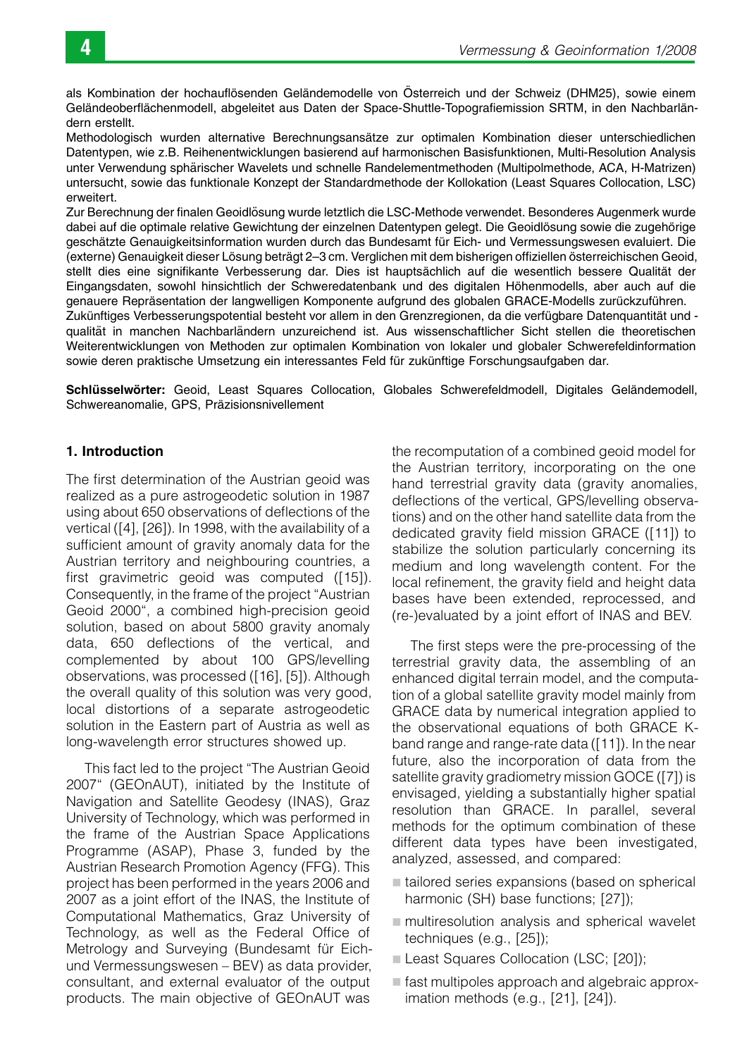als Kombination der hochauflösenden Geländemodelle von Österreich und der Schweiz (DHM25), sowie einem Geländeoberflächenmodell, abgeleitet aus Daten der Space-Shuttle-Topografiemission SRTM, in den Nachbarländern erstellt.

Methodologisch wurden alternative Berechnungsansätze zur optimalen Kombination dieser unterschiedlichen Datentypen, wie z.B. Reihenentwicklungen basierend auf harmonischen Basisfunktionen, Multi-Resolution Analysis unter Verwendung sphärischer Wavelets und schnelle Randelementmethoden (Multipolmethode, ACA, H-Matrizen) untersucht, sowie das funktionale Konzept der Standardmethode der Kollokation (Least Squares Collocation, LSC) erweitert.

Zur Berechnung der finalen Geoidlösung wurde letztlich die LSC-Methode verwendet. Besonderes Augenmerk wurde dabei auf die optimale relative Gewichtung der einzelnen Datentypen gelegt. Die Geoidlösung sowie die zugehörige geschätzte Genauigkeitsinformation wurden durch das Bundesamt für Eich- und Vermessungswesen evaluiert. Die (externe) Genauigkeit dieser Lösung beträgt 2–3 cm. Verglichen mit dem bisherigen offiziellen österreichischen Geoid, stellt dies eine signifikante Verbesserung dar. Dies ist hauptsächlich auf die wesentlich bessere Qualität der Eingangsdaten, sowohl hinsichtlich der Schweredatenbank und des digitalen Höhenmodells, aber auch auf die genauere Repräsentation der langwelligen Komponente aufgrund des globalen GRACE-Modells zurückzuführen.

Zukünftiges Verbesserungspotential besteht vor allem in den Grenzregionen, da die verfügbare Datenquantität und -qualität in manchen Nachbarländern unzureichend ist. Aus wissenschaftlicher Sicht stellen die theoretischen Weiterentwicklungen von Methoden zur optimalen Kombination von lokaler und globaler Schwerefeldinformation sowie deren praktische Umsetzung ein interessantes Feld für zukünftige Forschungsaufgaben dar.

**Schlüsselwörter:** Geoid, Least Squares Collocation, Globales Schwerefeldmodell, Digitales Geländemodell, Schwereanomalie, GPS, Präzisionsnivellement

## 1. Introduction

The first determination of the Austrian geoid was realized as a pure astrogeodetic solution in 1987 using about 650 observations of deflections of the vertical ([4], [26]). In 1998, with the availability of a sufficient amount of gravity anomaly data for the Austrian territory and neighbouring countries, a first gravimetric geoid was computed ([15]). Consequently, in the frame of the project "Austrian Geoid 2000", a combined high-precision geoid solution, based on about 5800 gravity anomaly data, 650 deflections of the vertical, and complemented by about 100 GPS/levelling observations, was processed ([16], [5]). Although the overall quality of this solution was very good, local distortions of a separate astrogeodetic solution in the Eastern part of Austria as well as long-wavelength error structures showed up.

This fact led to the project "The Austrian Geoid 2007" (GEOnAUT), initiated by the Institute of Navigation and Satellite Geodesy (INAS), Graz University of Technology, which was performed in the frame of the Austrian Space Applications Programme (ASAP), Phase 3, funded by the Austrian Research Promotion Agency (FFG). This project has been performed in the years 2006 and 2007 as a joint effort of the INAS, the Institute of Computational Mathematics, Graz University of Technology, as well as the Federal Office of Metrology and Surveying (Bundesamt für Eich- und Vermessungswesen – BEV) as data provider, consultant, and external evaluator of the output products. The main objective of GEOnAUT was the recomputation of a combined geoid model for the Austrian territory, incorporating on the one hand terrestrial gravity data (gravity anomalies, deflections of the vertical, GPS/levelling observations) and on the other hand satellite data from the dedicated gravity field mission GRACE ([11]) to stabilize the solution particularly concerning its medium and long wavelength content. For the local refinement, the gravity field and height data bases have been extended, reprocessed, and (re-)evaluated by a joint effort of INAS and BEV.

The first steps were the pre-processing of the terrestrial gravity data, the assembling of an enhanced digital terrain model, and the computation of a global satellite gravity model mainly from GRACE data by numerical integration applied to the observational equations of both GRACE K-band range and range-rate data ([11]). In the near future, also the incorporation of data from the satellite gravity gradiometry mission GOCE ([7]) is envisaged, yielding a substantially higher spatial resolution than GRACE. In parallel, several methods for the optimum combination of these different data types have been investigated, analyzed, assessed, and compared:

- tailored series expansions (based on spherical harmonic (SH) base functions; [27]);
- multiresolution analysis and spherical wavelet techniques (e.g., [25]);
- Least Squares Collocation (LSC; [20]);
- fast multipoles approach and algebraic approximation methods (e.g., [21], [24]).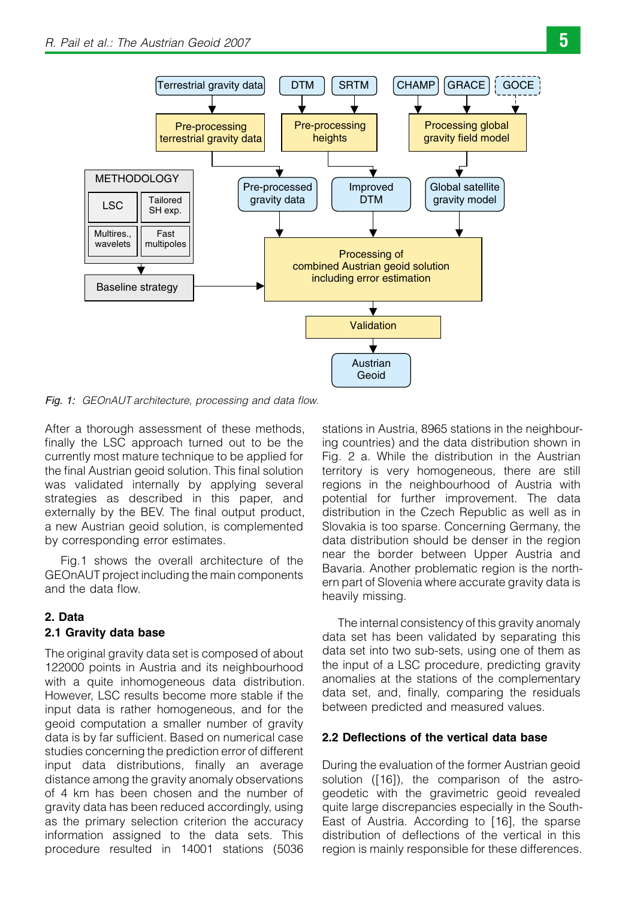Fig. 1: *GEOnAUT architecture, processing and data flow.*

After a thorough assessment of these methods, finally the LSC approach turned out to be the currently most mature technique to be applied for the final Austrian geoid solution. This final solution was validated internally by applying several strategies as described in this paper, and externally by the BEV. The final output product, a new Austrian geoid solution, is complemented by corresponding error estimates.

Fig.1 shows the overall architecture of the GEOnAUT project including the main components and the data flow.

## 2. Data

### 2.1 Gravity data base

The original gravity data set is composed of about 122000 points in Austria and its neighbourhood with a quite inhomogeneous data distribution. However, LSC results become more stable if the input data is rather homogeneous, and for the geoid computation a smaller number of gravity data is by far sufficient. Based on numerical case studies concerning the prediction error of different input data distributions, finally an average distance among the gravity anomaly observations of 4 km has been chosen and the number of gravity data has been reduced accordingly, using as the primary selection criterion the accuracy information assigned to the data sets. This procedure resulted in 14001 stations (5036 stations in Austria, 8965 stations in the neighbouring countries) and the data distribution shown in Fig. 2 a. While the distribution in the Austrian territory is very homogeneous, there are still regions in the neighbourhood of Austria with potential for further improvement. The data distribution in the Czech Republic as well as in Slovakia is too sparse. Concerning Germany, the data distribution should be denser in the region near the border between Upper Austria and Bavaria. Another problematic region is the northern part of Slovenia where accurate gravity data is heavily missing.

The internal consistency of this gravity anomaly data set has been validated by separating this data set into two sub-sets, using one of them as the input of a LSC procedure, predicting gravity anomalies at the stations of the complementary data set, and, finally, comparing the residuals between predicted and measured values.

### 2.2 Deflections of the vertical data base

During the evaluation of the former Austrian geoid solution ([16]), the comparison of the astro-geodetic with the gravimetric geoid revealed quite large discrepancies especially in the South-East of Austria. According to [16], the sparse distribution of deflections of the vertical in this region is mainly responsible for these differences.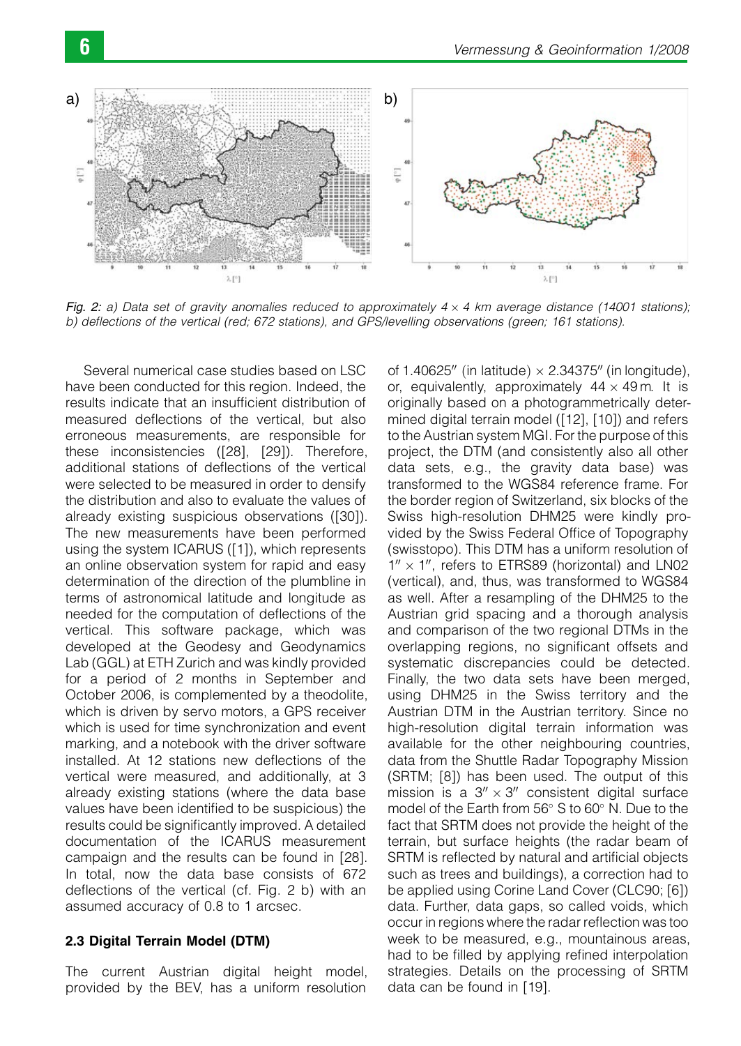*Fig. 2: a) Data set of gravity anomalies reduced to approximately $4 \times 4$ km average distance (14001 stations); b) deflections of the vertical (red; 672 stations), and GPS/levelling observations (green; 161 stations).*

Several numerical case studies based on LSC have been conducted for this region. Indeed, the results indicate that an insufficient distribution of measured deflections of the vertical, but also erroneous measurements, are responsible for these inconsistencies ([28], [29]). Therefore, additional stations of deflections of the vertical were selected to be measured in order to densify the distribution and also to evaluate the values of already existing suspicious observations ([30]). The new measurements have been performed using the system ICARUS ([1]), which represents an online observation system for rapid and easy determination of the direction of the plumbline in terms of astronomical latitude and longitude as needed for the computation of deflections of the vertical. This software package, which was developed at the Geodesy and Geodynamics Lab (GGL) at ETH Zurich and was kindly provided for a period of 2 months in September and October 2006, is complemented by a theodolite, which is driven by servo motors, a GPS receiver which is used for time synchronization and event marking, and a notebook with the driver software installed. At 12 stations new deflections of the vertical were measured, and additionally, at 3 already existing stations (where the data base values have been identified to be suspicious) the results could be significantly improved. A detailed documentation of the ICARUS measurement campaign and the results can be found in [28]. In total, now the data base consists of 672 deflections of the vertical (cf. Fig. 2 b) with an assumed accuracy of 0.8 to 1 arcsec.

### 2.3 Digital Terrain Model (DTM)

The current Austrian digital height model, provided by the BEV, has a uniform resolution of $1.40625''$ (in latitude) $\times$ $2.34375''$ (in longitude), or, equivalently, approximately $44 \times 49$ m. It is originally based on a photogrammetrically determined digital terrain model ([12], [10]) and refers to the Austrian system MGI. For the purpose of this project, the DTM (and consistently also all other data sets, e.g., the gravity data base) was transformed to the WGS84 reference frame. For the border region of Switzerland, six blocks of the Swiss high-resolution DHM25 were kindly provided by the Swiss Federal Office of Topography (swisstopo). This DTM has a uniform resolution of $1'' \times 1''$, refers to ETRS89 (horizontal) and LN02 (vertical), and, thus, was transformed to WGS84 as well. After a resampling of the DHM25 to the Austrian grid spacing and a thorough analysis and comparison of the two regional DTMs in the overlapping regions, no significant offsets and systematic discrepancies could be detected. Finally, the two data sets have been merged, using DHM25 in the Swiss territory and the Austrian DTM in the Austrian territory. Since no high-resolution digital terrain information was available for the other neighbouring countries, data from the Shuttle Radar Topography Mission (SRTM; [8]) has been used. The output of this mission is a $3'' \times 3''$ consistent digital surface model of the Earth from 56° S to 60° N. Due to the fact that SRTM does not provide the height of the terrain, but surface heights (the radar beam of SRTM is reflected by natural and artificial objects such as trees and buildings), a correction had to be applied using Corine Land Cover (CLC90; [6]) data. Further, data gaps, so called voids, which occur in regions where the radar reflection was too week to be measured, e.g., mountainous areas, had to be filled by applying refined interpolation strategies. Details on the processing of SRTM data can be found in [19].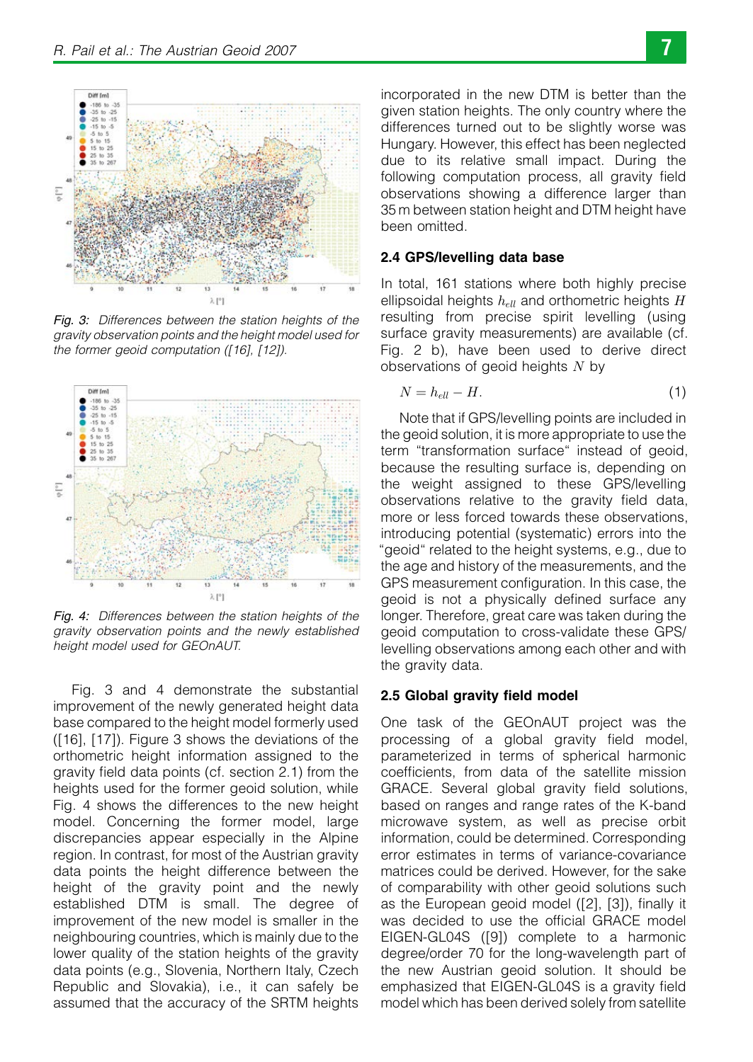Fig. 3: Differences between the station heights of the gravity observation points and the height model used for the former geoid computation ([16], [12]).

Fig. 4: Differences between the station heights of the gravity observation points and the newly established height model used for GEOnAUT.

Fig. 3 and 4 demonstrate the substantial improvement of the newly generated height data base compared to the height model formerly used ([16], [17]). Figure 3 shows the deviations of the orthometric height information assigned to the gravity field data points (cf. section 2.1) from the heights used for the former geoid solution, while Fig. 4 shows the differences to the new height model. Concerning the former model, large discrepancies appear especially in the Alpine region. In contrast, for most of the Austrian gravity data points the height difference between the height of the gravity point and the newly established DTM is small. The degree of improvement of the new model is smaller in the neighbouring countries, which is mainly due to the lower quality of the station heights of the gravity data points (e.g., Slovenia, Northern Italy, Czech Republic and Slovakia), i.e., it can safely be assumed that the accuracy of the SRTM heights incorporated in the new DTM is better than the given station heights. The only country where the differences turned out to be slightly worse was Hungary. However, this effect has been neglected due to its relative small impact. During the following computation process, all gravity field observations showing a difference larger than 35 m between station height and DTM height have been omitted.

### 2.4 GPS/levelling data base

In total, 161 stations where both highly precise ellipsoidal heights $h_{ell}$ and orthometric heights $H$ resulting from precise spirit levelling (using surface gravity measurements) are available (cf. Fig. 2 b), have been used to derive direct observations of geoid heights $N$ by

$$N = h_{ell} - H. \tag{1}$$

Note that if GPS/levelling points are included in the geoid solution, it is more appropriate to use the term "transformation surface" instead of geoid, because the resulting surface is, depending on the weight assigned to these GPS/levelling observations relative to the gravity field data, more or less forced towards these observations, introducing potential (systematic) errors into the "geoid" related to the height systems, e.g., due to the age and history of the measurements, and the GPS measurement configuration. In this case, the geoid is not a physically defined surface any longer. Therefore, great care was taken during the geoid computation to cross-validate these GPS/levelling observations among each other and with the gravity data.

### 2.5 Global gravity field model

One task of the GEOnAUT project was the processing of a global gravity field model, parameterized in terms of spherical harmonic coefficients, from data of the satellite mission GRACE. Several global gravity field solutions, based on ranges and range rates of the K-band microwave system, as well as precise orbit information, could be determined. Corresponding error estimates in terms of variance-covariance matrices could be derived. However, for the sake of comparability with other geoid solutions such as the European geoid model ([2], [3]), finally it was decided to use the official GRACE model EIGEN-GL04S ([9]) complete to a harmonic degree/order 70 for the long-wavelength part of the new Austrian geoid solution. It should be emphasized that EIGEN-GL04S is a gravity field model which has been derived solely from satellite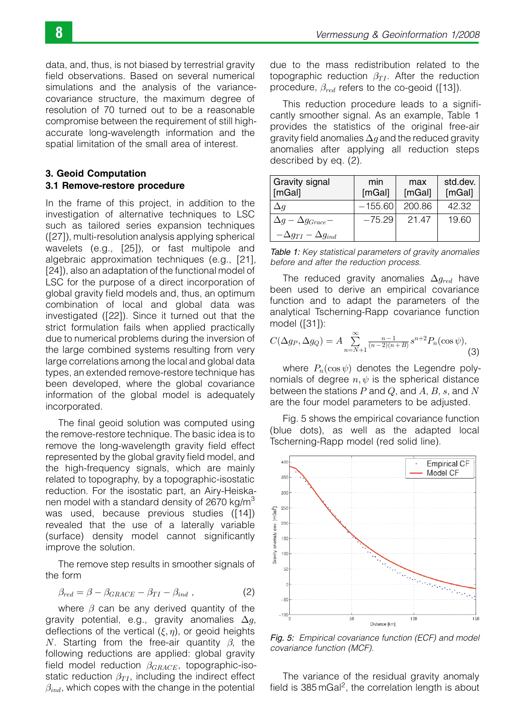data, and, thus, is not biased by terrestrial gravity field observations. Based on several numerical simulations and the analysis of the variance-covariance structure, the maximum degree of resolution of 70 turned out to be a reasonable compromise between the requirement of still high-accurate long-wavelength information and the spatial limitation of the small area of interest.

## 3. Geoid Computation

### 3.1 Remove-restore procedure

In the frame of this project, in addition to the investigation of alternative techniques to LSC such as tailored series expansion techniques ([27]), multi-resolution analysis applying spherical wavelets (e.g., [25]), or fast multipole and algebraic approximation techniques (e.g., [21], [24]), also an adaptation of the functional model of LSC for the purpose of a direct incorporation of global gravity field models and, thus, an optimum combination of local and global data was investigated ([22]). Since it turned out that the strict formulation fails when applied practically due to numerical problems during the inversion of the large combined systems resulting from very large correlations among the local and global data types, an extended remove-restore technique has been developed, where the global covariance information of the global model is adequately incorporated.

The final geoid solution was computed using the remove-restore technique. The basic idea is to remove the long-wavelength gravity field effect represented by the global gravity field model, and the high-frequency signals, which are mainly related to topography, by a topographic-isostatic reduction. For the isostatic part, an Airy-Heiskanen model with a standard density of 2670 kg/m$^3$ was used, because previous studies ([14]) revealed that the use of a laterally variable (surface) density model cannot significantly improve the solution.

The remove step results in smoother signals of the form

$$\beta_{red} = \beta - \beta_{GRACE} - \beta_{TI} - \beta_{ind} \, , \qquad (2)$$

where $\beta$ can be any derived quantity of the gravity potential, e.g., gravity anomalies $\Delta g$, deflections of the vertical $(\xi, \eta)$, or geoid heights $N$. Starting from the free-air quantity $\beta$, the following reductions are applied: global gravity field model reduction $\beta_{GRACE}$, topographic-isostatic reduction $\beta_{TI}$, including the indirect effect $\beta_{ind}$, which copes with the change in the potential due to the mass redistribution related to the topographic reduction $\beta_{TI}$. After the reduction procedure, $\beta_{red}$ refers to the co-geoid ([13]).

This reduction procedure leads to a significantly smoother signal. As an example, Table 1 provides the statistics of the original free-air gravity field anomalies $\Delta g$ and the reduced gravity anomalies after applying all reduction steps described by eq. (2).

| Gravity signal [mGal] | min [mGal] | max [mGal] | std.dev. [mGal] |
|---|---|---|---|
| $\Delta g$ | $-155.60$ | 200.86 | 42.32 |
| $\Delta g - \Delta g_{Grace} - \Delta g_{TI} - \Delta g_{ind}$ | $-75.29$ | 21.47 | 19.60 |

*Table 1: Key statistical parameters of gravity anomalies before and after the reduction process.*

The reduced gravity anomalies $\Delta g_{red}$ have been used to derive an empirical covariance function and to adapt the parameters of the analytical Tscherning-Rapp covariance function model ([31]):

$$C(\Delta g_P, \Delta g_Q) = A \sum_{n=N+1}^{\infty} \frac{n-1}{(n-2)(n+B)} s^{n+2} P_n(\cos\psi), \qquad (3)$$

where $P_n(\cos\psi)$ denotes the Legendre polynomials of degree $n, \psi$ is the spherical distance between the stations $P$ and $Q$, and $A$, $B$, $s$, and $N$ are the four model parameters to be adjusted.

Fig. 5 shows the empirical covariance function (blue dots), as well as the adapted local Tscherning-Rapp model (red solid line).

*Fig. 5: Empirical covariance function (ECF) and model covariance function (MCF).*

The variance of the residual gravity anomaly field is 385 mGal$^2$, the correlation length is about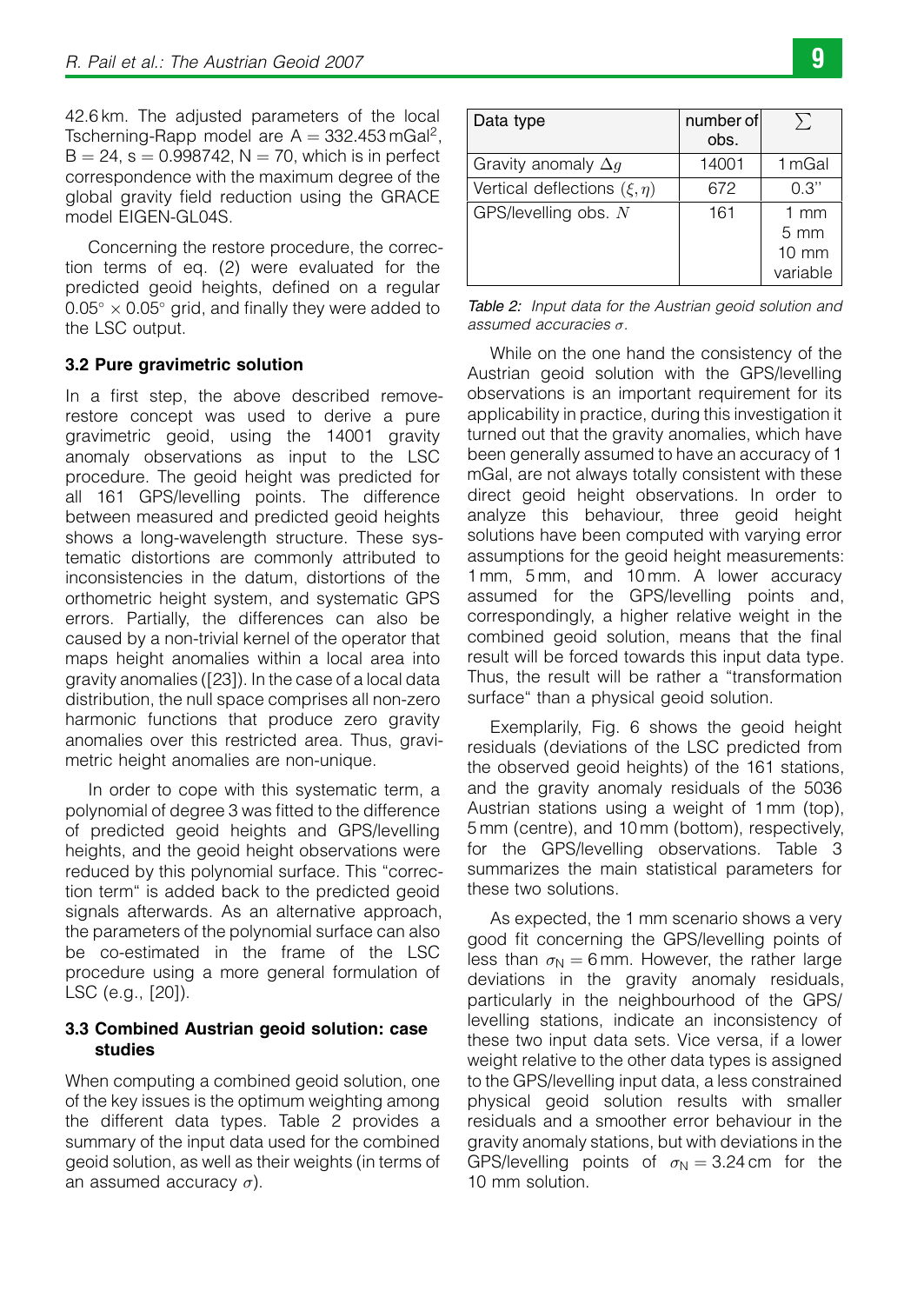42.6 km. The adjusted parameters of the local Tscherning-Rapp model are A = 332.453 mGal$^2$, B = 24, s = 0.998742, N = 70, which is in perfect correspondence with the maximum degree of the global gravity field reduction using the GRACE model EIGEN-GL04S.

Concerning the restore procedure, the correction terms of eq. (2) were evaluated for the predicted geoid heights, defined on a regular $0.05^\circ \times 0.05^\circ$ grid, and finally they were added to the LSC output.

### 3.2 Pure gravimetric solution

In a first step, the above described remove-restore concept was used to derive a pure gravimetric geoid, using the 14001 gravity anomaly observations as input to the LSC procedure. The geoid height was predicted for all 161 GPS/levelling points. The difference between measured and predicted geoid heights shows a long-wavelength structure. These systematic distortions are commonly attributed to inconsistencies in the datum, distortions of the orthometric height system, and systematic GPS errors. Partially, the differences can also be caused by a non-trivial kernel of the operator that maps height anomalies within a local area into gravity anomalies ([23]). In the case of a local data distribution, the null space comprises all non-zero harmonic functions that produce zero gravity anomalies over this restricted area. Thus, gravimetric height anomalies are non-unique.

In order to cope with this systematic term, a polynomial of degree 3 was fitted to the difference of predicted geoid heights and GPS/levelling heights, and the geoid height observations were reduced by this polynomial surface. This "correction term" is added back to the predicted geoid signals afterwards. As an alternative approach, the parameters of the polynomial surface can also be co-estimated in the frame of the LSC procedure using a more general formulation of LSC (e.g., [20]).

### 3.3 Combined Austrian geoid solution: case studies

When computing a combined geoid solution, one of the key issues is the optimum weighting among the different data types. Table 2 provides a summary of the input data used for the combined geoid solution, as well as their weights (in terms of an assumed accuracy $\sigma$).

| Data type | number of obs. | $\sum$ |
|---|---|---|
| Gravity anomaly $\Delta g$ | 14001 | 1 mGal |
| Vertical deflections $(\xi, \eta)$ | 672 | 0.3" |
| GPS/levelling obs. $N$ | 161 | 1 mm<br>5 mm<br>10 mm<br>variable |

*Table 2: Input data for the Austrian geoid solution and assumed accuracies $\sigma$.*

While on the one hand the consistency of the Austrian geoid solution with the GPS/levelling observations is an important requirement for its applicability in practice, during this investigation it turned out that the gravity anomalies, which have been generally assumed to have an accuracy of 1 mGal, are not always totally consistent with these direct geoid height observations. In order to analyze this behaviour, three geoid height solutions have been computed with varying error assumptions for the geoid height measurements: 1 mm, 5 mm, and 10 mm. A lower accuracy assumed for the GPS/levelling points and, correspondingly, a higher relative weight in the combined geoid solution, means that the final result will be forced towards this input data type. Thus, the result will be rather a "transformation surface" than a physical geoid solution.

Exemplarily, Fig. 6 shows the geoid height residuals (deviations of the LSC predicted from the observed geoid heights) of the 161 stations, and the gravity anomaly residuals of the 5036 Austrian stations using a weight of 1 mm (top), 5 mm (centre), and 10 mm (bottom), respectively, for the GPS/levelling observations. Table 3 summarizes the main statistical parameters for these two solutions.

As expected, the 1 mm scenario shows a very good fit concerning the GPS/levelling points of less than $\sigma_N = 6$ mm. However, the rather large deviations in the gravity anomaly residuals, particularly in the neighbourhood of the GPS/levelling stations, indicate an inconsistency of these two input data sets. Vice versa, if a lower weight relative to the other data types is assigned to the GPS/levelling input data, a less constrained physical geoid solution results with smaller residuals and a smoother error behaviour in the gravity anomaly stations, but with deviations in the GPS/levelling points of $\sigma_N = 3.24$ cm for the 10 mm solution.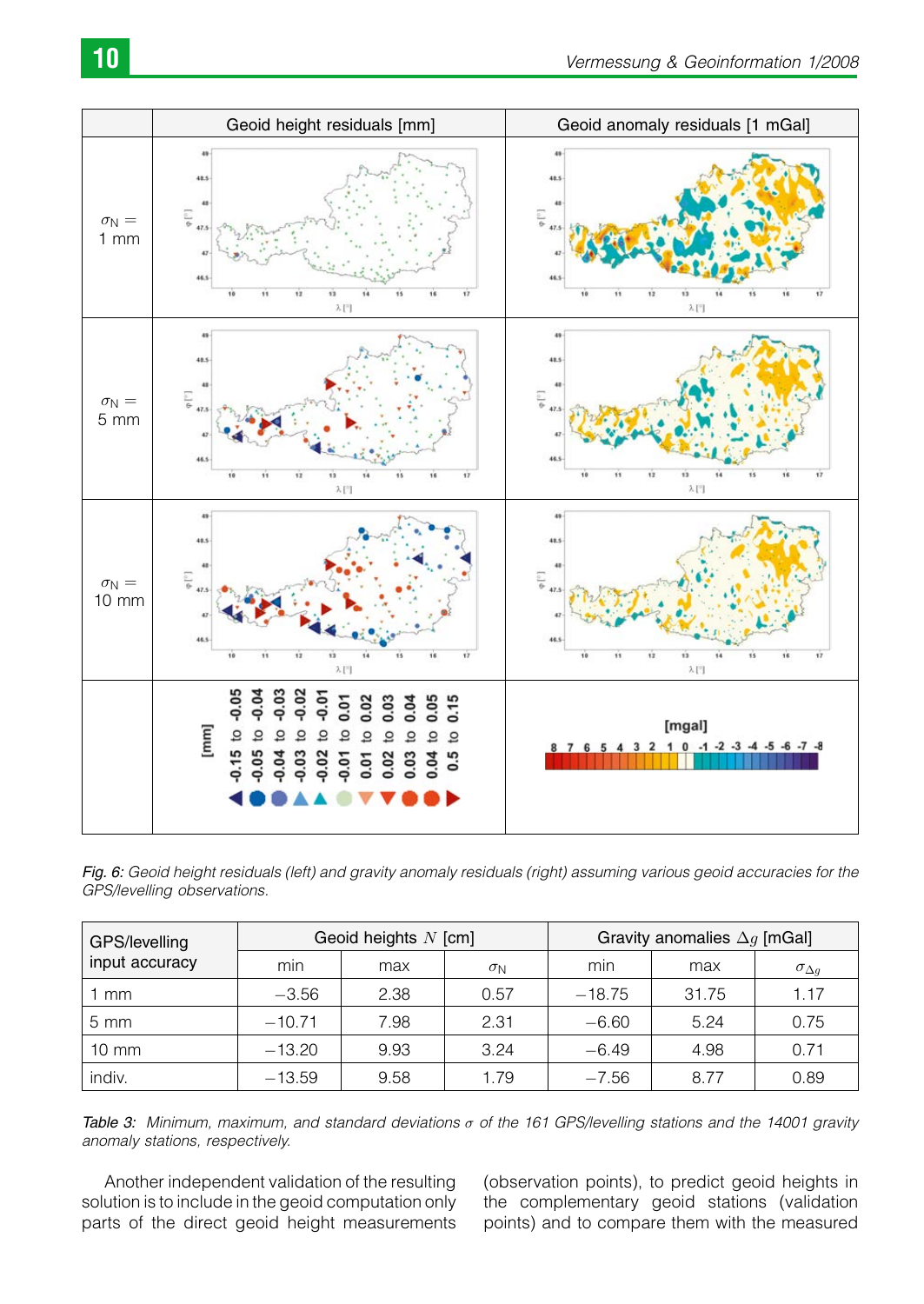| | Geoid height residuals [mm] | Geoid anomaly residuals [1 mGal] |
|---|---|---|
| $\sigma_N =$ 1 mm | | |
| $\sigma_N =$ 5 mm | | |
| $\sigma_N =$ 10 mm | | |

*Fig. 6: Geoid height residuals (left) and gravity anomaly residuals (right) assuming various geoid accuracies for the GPS/levelling observations.*

| GPS/levelling input accuracy | Geoid heights $N$ [cm] | | | Gravity anomalies $\Delta g$ [mGal] | | |
|---|---|---|---|---|---|---|
| | min | max | $\sigma_N$ | min | max | $\sigma_{\Delta g}$ |
| 1 mm | −3.56 | 2.38 | 0.57 | −18.75 | 31.75 | 1.17 |
| 5 mm | −10.71 | 7.98 | 2.31 | −6.60 | 5.24 | 0.75 |
| 10 mm | −13.20 | 9.93 | 3.24 | −6.49 | 4.98 | 0.71 |
| indiv. | −13.59 | 9.58 | 1.79 | −7.56 | 8.77 | 0.89 |

*Table 3: Minimum, maximum, and standard deviations $\sigma$ of the 161 GPS/levelling stations and the 14001 gravity anomaly stations, respectively.*

Another independent validation of the resulting solution is to include in the geoid computation only parts of the direct geoid height measurements (observation points), to predict geoid heights in the complementary geoid stations (validation points) and to compare them with the measured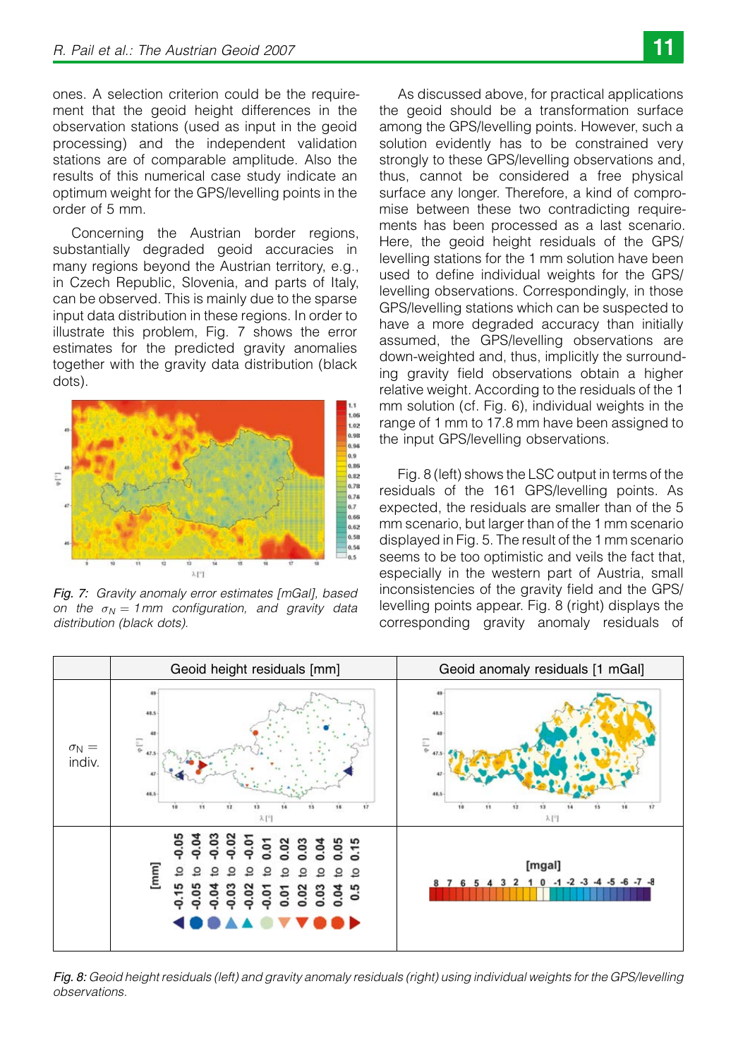ones. A selection criterion could be the requirement that the geoid height differences in the observation stations (used as input in the geoid processing) and the independent validation stations are of comparable amplitude. Also the results of this numerical case study indicate an optimum weight for the GPS/levelling points in the order of 5 mm.

Concerning the Austrian border regions, substantially degraded geoid accuracies in many regions beyond the Austrian territory, e.g., in Czech Republic, Slovenia, and parts of Italy, can be observed. This is mainly due to the sparse input data distribution in these regions. In order to illustrate this problem, Fig. 7 shows the error estimates for the predicted gravity anomalies together with the gravity data distribution (black dots).

*Fig. 7: Gravity anomaly error estimates [mGal], based on the $\sigma_N = 1\,mm$ configuration, and gravity data distribution (black dots).*

As discussed above, for practical applications the geoid should be a transformation surface among the GPS/levelling points. However, such a solution evidently has to be constrained very strongly to these GPS/levelling observations and, thus, cannot be considered a free physical surface any longer. Therefore, a kind of compromise between these two contradicting requirements has been processed as a last scenario. Here, the geoid height residuals of the GPS/levelling stations for the 1 mm solution have been used to define individual weights for the GPS/levelling observations. Correspondingly, in those GPS/levelling stations which can be suspected to have a more degraded accuracy than initially assumed, the GPS/levelling observations are down-weighted and, thus, implicitly the surrounding gravity field observations obtain a higher relative weight. According to the residuals of the 1 mm solution (cf. Fig. 6), individual weights in the range of 1 mm to 17.8 mm have been assigned to the input GPS/levelling observations.

Fig. 8 (left) shows the LSC output in terms of the residuals of the 161 GPS/levelling points. As expected, the residuals are smaller than of the 5 mm scenario, but larger than of the 1 mm scenario displayed in Fig. 5. The result of the 1 mm scenario seems to be too optimistic and veils the fact that, especially in the western part of Austria, small inconsistencies of the gravity field and the GPS/levelling points appear. Fig. 8 (right) displays the corresponding gravity anomaly residuals of

| | Geoid height residuals [mm] | Geoid anomaly residuals [1 mGal] |
|---|---|---|
| $\sigma_N =$ indiv. | | |
| | [mm] -0.15 to -0.05, -0.05 to -0.04, -0.04 to -0.03, -0.03 to -0.02, -0.02 to -0.01, -0.01 to 0.01, 0.01 to 0.02, 0.02 to 0.03, 0.03 to 0.04, 0.04 to 0.05, 0.5 to 0.15 | [mgal] 8 7 6 5 4 3 2 1 0 -1 -2 -3 -4 -5 -6 -7 -8 |

*Fig. 8: Geoid height residuals (left) and gravity anomaly residuals (right) using individual weights for the GPS/levelling observations.*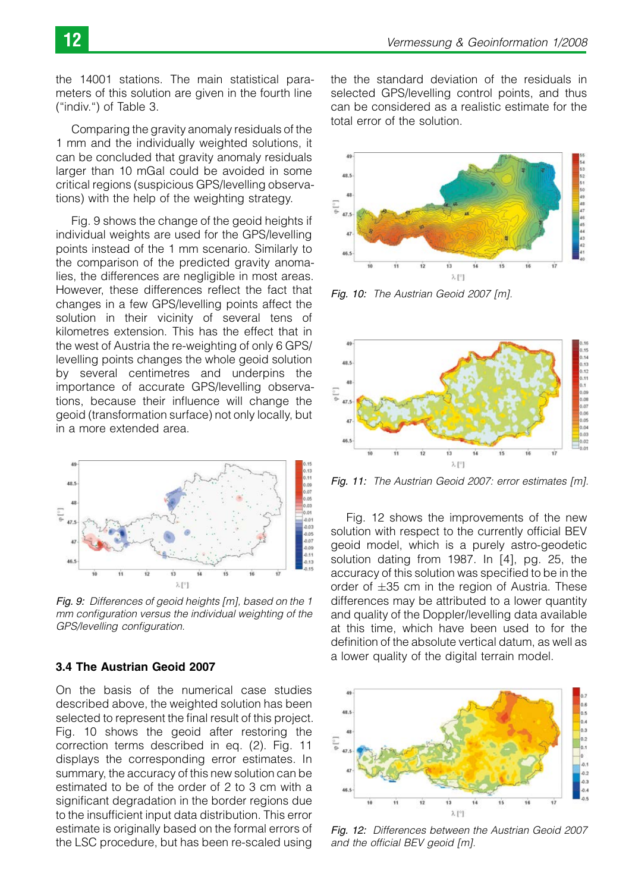the 14001 stations. The main statistical parameters of this solution are given in the fourth line ("indiv.") of Table 3.

Comparing the gravity anomaly residuals of the 1 mm and the individually weighted solutions, it can be concluded that gravity anomaly residuals larger than 10 mGal could be avoided in some critical regions (suspicious GPS/levelling observations) with the help of the weighting strategy.

Fig. 9 shows the change of the geoid heights if individual weights are used for the GPS/levelling points instead of the 1 mm scenario. Similarly to the comparison of the predicted gravity anomalies, the differences are negligible in most areas. However, these differences reflect the fact that changes in a few GPS/levelling points affect the solution in their vicinity of several tens of kilometres extension. This has the effect that in the west of Austria the re-weighting of only 6 GPS/levelling points changes the whole geoid solution by several centimetres and underpins the importance of accurate GPS/levelling observations, because their influence will change the geoid (transformation surface) not only locally, but in a more extended area.

*Fig. 9: Differences of geoid heights [m], based on the 1 mm configuration versus the individual weighting of the GPS/levelling configuration.*

### 3.4 The Austrian Geoid 2007

On the basis of the numerical case studies described above, the weighted solution has been selected to represent the final result of this project. Fig. 10 shows the geoid after restoring the correction terms described in eq. (2). Fig. 11 displays the corresponding error estimates. In summary, the accuracy of this new solution can be estimated to be of the order of 2 to 3 cm with a significant degradation in the border regions due to the insufficient input data distribution. This error estimate is originally based on the formal errors of the LSC procedure, but has been re-scaled using the the standard deviation of the residuals in selected GPS/levelling control points, and thus can be considered as a realistic estimate for the total error of the solution.

*Fig. 10: The Austrian Geoid 2007 [m].*

*Fig. 11: The Austrian Geoid 2007: error estimates [m].*

Fig. 12 shows the improvements of the new solution with respect to the currently official BEV geoid model, which is a purely astro-geodetic solution dating from 1987. In [4], pg. 25, the accuracy of this solution was specified to be in the order of ±35 cm in the region of Austria. These differences may be attributed to a lower quantity and quality of the Doppler/levelling data available at this time, which have been used to for the definition of the absolute vertical datum, as well as a lower quality of the digital terrain model.

*Fig. 12: Differences between the Austrian Geoid 2007 and the official BEV geoid [m].*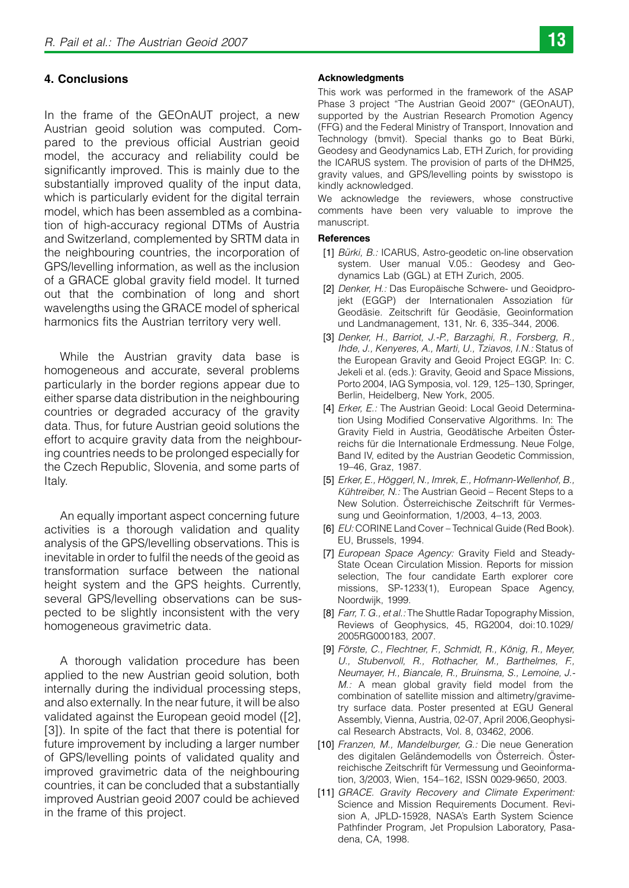## 4. Conclusions

In the frame of the GEOnAUT project, a new Austrian geoid solution was computed. Compared to the previous official Austrian geoid model, the accuracy and reliability could be significantly improved. This is mainly due to the substantially improved quality of the input data, which is particularly evident for the digital terrain model, which has been assembled as a combination of high-accuracy regional DTMs of Austria and Switzerland, complemented by SRTM data in the neighbouring countries, the incorporation of GPS/levelling information, as well as the inclusion of a GRACE global gravity field model. It turned out that the combination of long and short wavelengths using the GRACE model of spherical harmonics fits the Austrian territory very well.

While the Austrian gravity data base is homogeneous and accurate, several problems particularly in the border regions appear due to either sparse data distribution in the neighbouring countries or degraded accuracy of the gravity data. Thus, for future Austrian geoid solutions the effort to acquire gravity data from the neighbouring countries needs to be prolonged especially for the Czech Republic, Slovenia, and some parts of Italy.

An equally important aspect concerning future activities is a thorough validation and quality analysis of the GPS/levelling observations. This is inevitable in order to fulfil the needs of the geoid as transformation surface between the national height system and the GPS heights. Currently, several GPS/levelling observations can be suspected to be slightly inconsistent with the very homogeneous gravimetric data.

A thorough validation procedure has been applied to the new Austrian geoid solution, both internally during the individual processing steps, and also externally. In the near future, it will be also validated against the European geoid model ([2], [3]). In spite of the fact that there is potential for future improvement by including a larger number of GPS/levelling points of validated quality and improved gravimetric data of the neighbouring countries, it can be concluded that a substantially improved Austrian geoid 2007 could be achieved in the frame of this project.

#### Acknowledgments

This work was performed in the framework of the ASAP Phase 3 project "The Austrian Geoid 2007" (GEOnAUT), supported by the Austrian Research Promotion Agency (FFG) and the Federal Ministry of Transport, Innovation and Technology (bmvit). Special thanks go to Beat Bürki, Geodesy and Geodynamics Lab, ETH Zurich, for providing the ICARUS system. The provision of parts of the DHM25, gravity values, and GPS/levelling points by swisstopo is kindly acknowledged.

We acknowledge the reviewers, whose constructive comments have been very valuable to improve the manuscript.

#### References

[1] *Bürki, B.:* ICARUS, Astro-geodetic on-line observation system. User manual V.05.: Geodesy and Geodynamics Lab (GGL) at ETH Zurich, 2005.

[2] *Denker, H.:* Das Europäische Schwere- und Geoidprojekt (EGGP) der Internationalen Assoziation für Geodäsie. Zeitschrift für Geodäsie, Geoinformation und Landmanagement, 131, Nr. 6, 335–344, 2006.

[3] *Denker, H., Barriot, J.-P., Barzaghi, R., Forsberg, R., Ihde, J., Kenyeres, A., Marti, U., Tziavos, I.N.:* Status of the European Gravity and Geoid Project EGGP. In: C. Jekeli et al. (eds.): Gravity, Geoid and Space Missions, Porto 2004, IAG Symposia, vol. 129, 125–130, Springer, Berlin, Heidelberg, New York, 2005.

[4] *Erker, E.:* The Austrian Geoid: Local Geoid Determination Using Modified Conservative Algorithms. In: The Gravity Field in Austria, Geodätische Arbeiten Österreichs für die Internationale Erdmessung. Neue Folge, Band IV, edited by the Austrian Geodetic Commission, 19–46, Graz, 1987.

[5] *Erker, E., Höggerl, N., Imrek, E., Hofmann-Wellenhof, B., Kühtreiber, N.:* The Austrian Geoid – Recent Steps to a New Solution. Österreichische Zeitschrift für Vermessung und Geoinformation, 1/2003, 4–13, 2003.

[6] *EU:* CORINE Land Cover – Technical Guide (Red Book). EU, Brussels, 1994.

[7] *European Space Agency:* Gravity Field and Steady-State Ocean Circulation Mission. Reports for mission selection, The four candidate Earth explorer core missions, SP-1233(1), European Space Agency, Noordwijk, 1999.

[8] *Farr, T. G., et al.:* The Shuttle Radar Topography Mission, Reviews of Geophysics, 45, RG2004, doi:10.1029/2005RG000183, 2007.

[9] *Förste, C., Flechtner, F., Schmidt, R., König, R., Meyer, U., Stubenvoll, R., Rothacher, M., Barthelmes, F., Neumayer, H., Biancale, R., Bruinsma, S., Lemoine, J.-M.:* A mean global gravity field model from the combination of satellite mission and altimetry/gravimetry surface data. Poster presented at EGU General Assembly, Vienna, Austria, 02-07, April 2006,Geophysical Research Abstracts, Vol. 8, 03462, 2006.

[10] *Franzen, M., Mandelburger, G.:* Die neue Generation des digitalen Geländemodells von Österreich. Österreichische Zeitschrift für Vermessung und Geoinformation, 3/2003, Wien, 154–162, ISSN 0029-9650, 2003.

[11] *GRACE. Gravity Recovery and Climate Experiment:* Science and Mission Requirements Document. Revision A, JPLD-15928, NASA's Earth System Science Pathfinder Program, Jet Propulsion Laboratory, Pasadena, CA, 1998.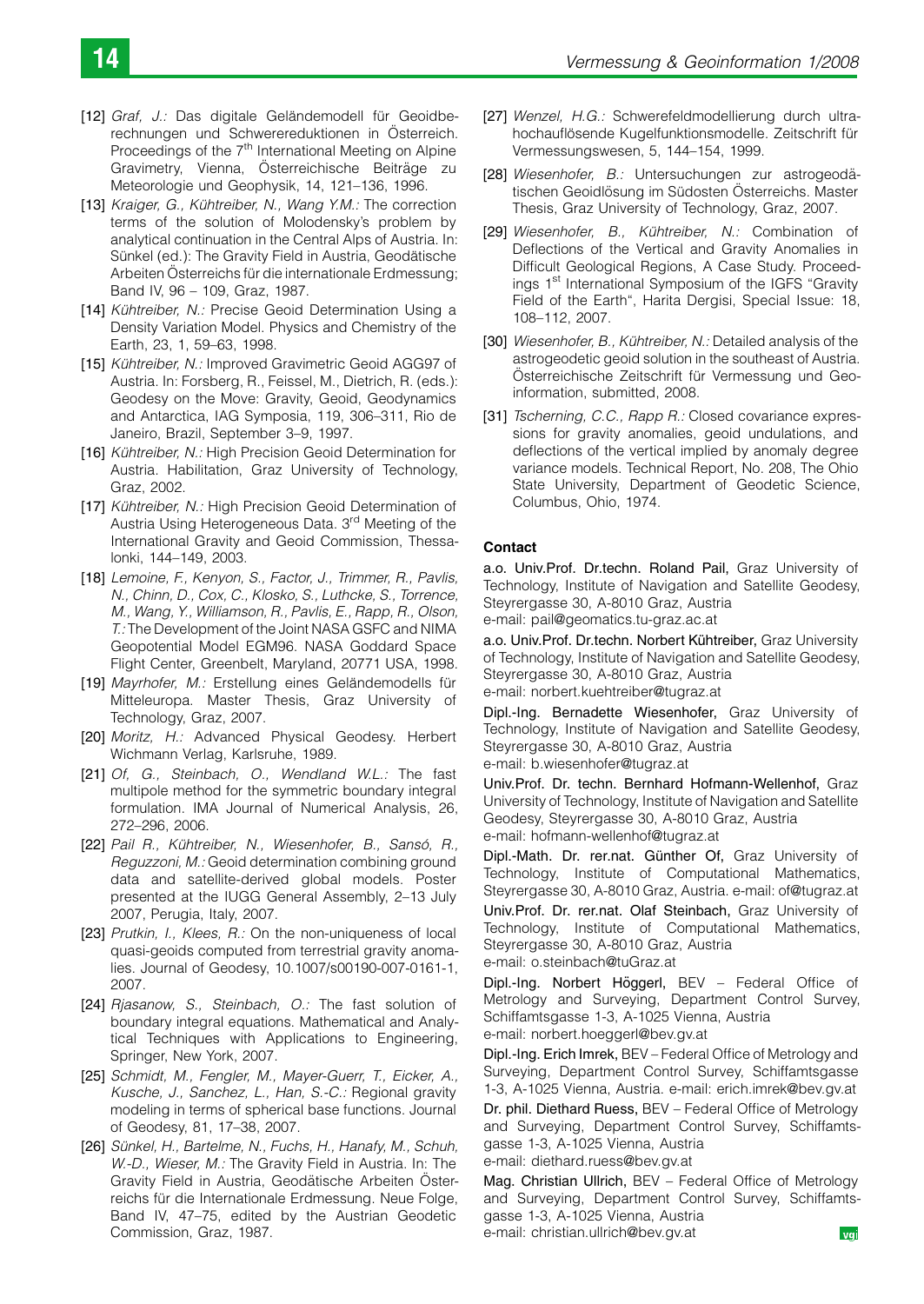[12] *Graf, J.:* Das digitale Geländemodell für Geoidberechnungen und Schwerereduktionen in Österreich. Proceedings of the 7th International Meeting on Alpine Gravimetry, Vienna, Österreichische Beiträge zu Meteorologie und Geophysik, 14, 121–136, 1996.

[13] *Kraiger, G., Kühtreiber, N., Wang Y.M.:* The correction terms of the solution of Molodensky's problem by analytical continuation in the Central Alps of Austria. In: Sünkel (ed.): The Gravity Field in Austria, Geodätische Arbeiten Österreichs für die internationale Erdmessung; Band IV, 96 – 109, Graz, 1987.

[14] *Kühtreiber, N.:* Precise Geoid Determination Using a Density Variation Model. Physics and Chemistry of the Earth, 23, 1, 59–63, 1998.

[15] *Kühtreiber, N.:* Improved Gravimetric Geoid AGG97 of Austria. In: Forsberg, R., Feissel, M., Dietrich, R. (eds.): Geodesy on the Move: Gravity, Geoid, Geodynamics and Antarctica, IAG Symposia, 119, 306–311, Rio de Janeiro, Brazil, September 3–9, 1997.

[16] *Kühtreiber, N.:* High Precision Geoid Determination for Austria. Habilitation, Graz University of Technology, Graz, 2002.

[17] *Kühtreiber, N.:* High Precision Geoid Determination of Austria Using Heterogeneous Data. 3rd Meeting of the International Gravity and Geoid Commission, Thessalonki, 144–149, 2003.

[18] *Lemoine, F., Kenyon, S., Factor, J., Trimmer, R., Pavlis, N., Chinn, D., Cox, C., Klosko, S., Luthcke, S., Torrence, M., Wang, Y., Williamson, R., Pavlis, E., Rapp, R., Olson, T.:* The Development of the Joint NASA GSFC and NIMA Geopotential Model EGM96. NASA Goddard Space Flight Center, Greenbelt, Maryland, 20771 USA, 1998.

[19] *Mayrhofer, M.:* Erstellung eines Geländemodells für Mitteleuropa. Master Thesis, Graz University of Technology, Graz, 2007.

[20] *Moritz, H.:* Advanced Physical Geodesy. Herbert Wichmann Verlag, Karlsruhe, 1989.

[21] *Of, G., Steinbach, O., Wendland W.L.:* The fast multipole method for the symmetric boundary integral formulation. IMA Journal of Numerical Analysis, 26, 272–296, 2006.

[22] *Pail R., Kühtreiber, N., Wiesenhofer, B., Sansó, R., Reguzzoni, M.:* Geoid determination combining ground data and satellite-derived global models. Poster presented at the IUGG General Assembly, 2–13 July 2007, Perugia, Italy, 2007.

[23] *Prutkin, I., Klees, R.:* On the non-uniqueness of local quasi-geoids computed from terrestrial gravity anomalies. Journal of Geodesy, 10.1007/s00190-007-0161-1, 2007.

[24] *Rjasanow, S., Steinbach, O.:* The fast solution of boundary integral equations. Mathematical and Analytical Techniques with Applications to Engineering, Springer, New York, 2007.

[25] *Schmidt, M., Fengler, M., Mayer-Guerr, T., Eicker, A., Kusche, J., Sanchez, L., Han, S.-C.:* Regional gravity modeling in terms of spherical base functions. Journal of Geodesy, 81, 17–38, 2007.

[26] *Sünkel, H., Bartelme, N., Fuchs, H., Hanafy, M., Schuh, W.-D., Wieser, M.:* The Gravity Field in Austria. In: The Gravity Field in Austria, Geodätische Arbeiten Österreichs für die Internationale Erdmessung. Neue Folge, Band IV, 47–75, edited by the Austrian Geodetic Commission, Graz, 1987.

[27] *Wenzel, H.G.:* Schwerefeldmodellierung durch ultrahochauflösende Kugelfunktionsmodelle. Zeitschrift für Vermessungswesen, 5, 144–154, 1999.

[28] *Wiesenhofer, B.:* Untersuchungen zur astrogeodätischen Geoidlösung im Südosten Österreichs. Master Thesis, Graz University of Technology, Graz, 2007.

[29] *Wiesenhofer, B., Kühtreiber, N.:* Combination of Deflections of the Vertical and Gravity Anomalies in Difficult Geological Regions, A Case Study. Proceedings 1st International Symposium of the IGFS "Gravity Field of the Earth", Harita Dergisi, Special Issue: 18, 108–112, 2007.

[30] *Wiesenhofer, B., Kühtreiber, N.:* Detailed analysis of the astrogeodetic geoid solution in the southeast of Austria. Österreichische Zeitschrift für Vermessung und Geoinformation, submitted, 2008.

[31] *Tscherning, C.C., Rapp R.:* Closed covariance expressions for gravity anomalies, geoid undulations, and deflections of the vertical implied by anomaly degree variance models. Technical Report, No. 208, The Ohio State University, Department of Geodetic Science, Columbus, Ohio, 1974.

**Contact**

a.o. Univ.Prof. Dr.techn. Roland Pail, Graz University of Technology, Institute of Navigation and Satellite Geodesy, Steyrergasse 30, A-8010 Graz, Austria
e-mail: pail@geomatics.tu-graz.ac.at

a.o. Univ.Prof. Dr.techn. Norbert Kühtreiber, Graz University of Technology, Institute of Navigation and Satellite Geodesy, Steyrergasse 30, A-8010 Graz, Austria
e-mail: norbert.kuehtreiber@tugraz.at

Dipl.-Ing. Bernadette Wiesenhofer, Graz University of Technology, Institute of Navigation and Satellite Geodesy, Steyrergasse 30, A-8010 Graz, Austria
e-mail: b.wiesenhofer@tugraz.at

Univ.Prof. Dr. techn. Bernhard Hofmann-Wellenhof, Graz University of Technology, Institute of Navigation and Satellite Geodesy, Steyrergasse 30, A-8010 Graz, Austria
e-mail: hofmann-wellenhof@tugraz.at

Dipl.-Math. Dr. rer.nat. Günther Of, Graz University of Technology, Institute of Computational Mathematics, Steyrergasse 30, A-8010 Graz, Austria. e-mail: of@tugraz.at

Univ.Prof. Dr. rer.nat. Olaf Steinbach, Graz University of Technology, Institute of Computational Mathematics, Steyrergasse 30, A-8010 Graz, Austria
e-mail: o.steinbach@tuGraz.at

Dipl.-Ing. Norbert Höggerl, BEV – Federal Office of Metrology and Surveying, Department Control Survey, Schiffamtsgasse 1-3, A-1025 Vienna, Austria
e-mail: norbert.hoeggerl@bev.gv.at

Dipl.-Ing. Erich Imrek, BEV – Federal Office of Metrology and Surveying, Department Control Survey, Schiffamtsgasse 1-3, A-1025 Vienna, Austria. e-mail: erich.imrek@bev.gv.at

Dr. phil. Diethard Ruess, BEV – Federal Office of Metrology and Surveying, Department Control Survey, Schiffamtsgasse 1-3, A-1025 Vienna, Austria
e-mail: diethard.ruess@bev.gv.at

Mag. Christian Ullrich, BEV – Federal Office of Metrology and Surveying, Department Control Survey, Schiffamtsgasse 1-3, A-1025 Vienna, Austria
e-mail: christian.ullrich@bev.gv.at